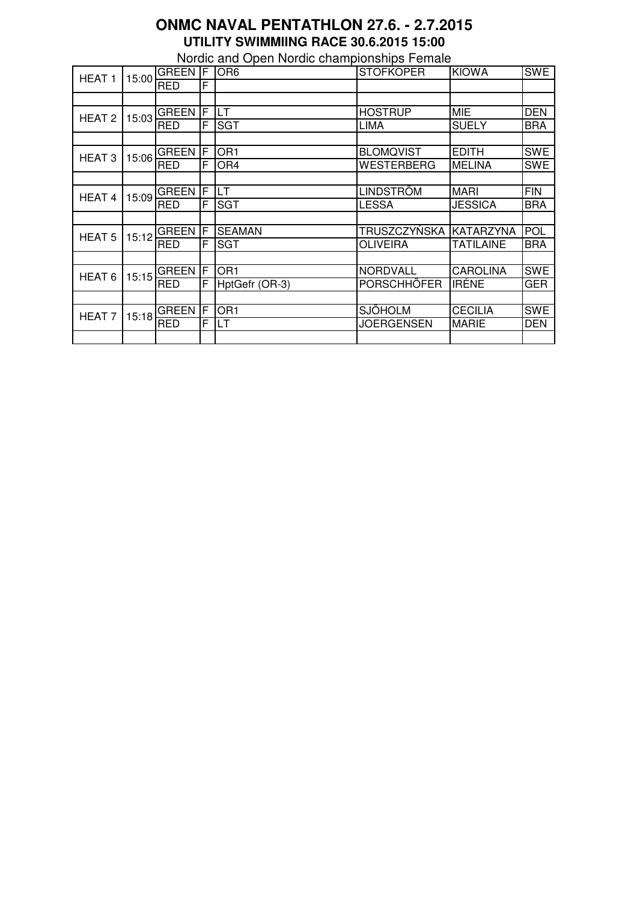# ONMC NAVAL PENTATHLON 27.6. - 2.7.2015

## UTILITY SWIMMIING RACE 30.6.2015 15:00

Nordic and Open Nordic championships Female

| | | | | | | | |
|---|---|---|---|---|---|---|---|
| HEAT 1 | 15:00 | GREEN | F | OR6 | STOFKOPER | KIOWA | SWE |
| | | RED | F | | | | |
| | | | | | | | |
| HEAT 2 | 15:03 | GREEN | F | LT | HOSTRUP | MIE | DEN |
| | | RED | F | SGT | LIMA | SUELY | BRA |
| | | | | | | | |
| HEAT 3 | 15:06 | GREEN | F | OR1 | BLOMQVIST | EDITH | SWE |
| | | RED | F | OR4 | WESTERBERG | MELINA | SWE |
| | | | | | | | |
| HEAT 4 | 15:09 | GREEN | F | LT | LINDSTRÖM | MARI | FIN |
| | | RED | F | SGT | LESSA | JESSICA | BRA |
| | | | | | | | |
| HEAT 5 | 15:12 | GREEN | F | SEAMAN | TRUSZCZYŃSKA | KATARZYNA | POL |
| | | RED | F | SGT | OLIVEIRA | TATILAINE | BRA |
| | | | | | | | |
| HEAT 6 | 15:15 | GREEN | F | OR1 | NORDVALL | CAROLINA | SWE |
| | | RED | F | HptGefr (OR-3) | PORSCHHÖFER | IRÉNE | GER |
| | | | | | | | |
| HEAT 7 | 15:18 | GREEN | F | OR1 | SJÖHOLM | CECILIA | SWE |
| | | RED | F | LT | JOERGENSEN | MARIE | DEN |
| | | | | | | | |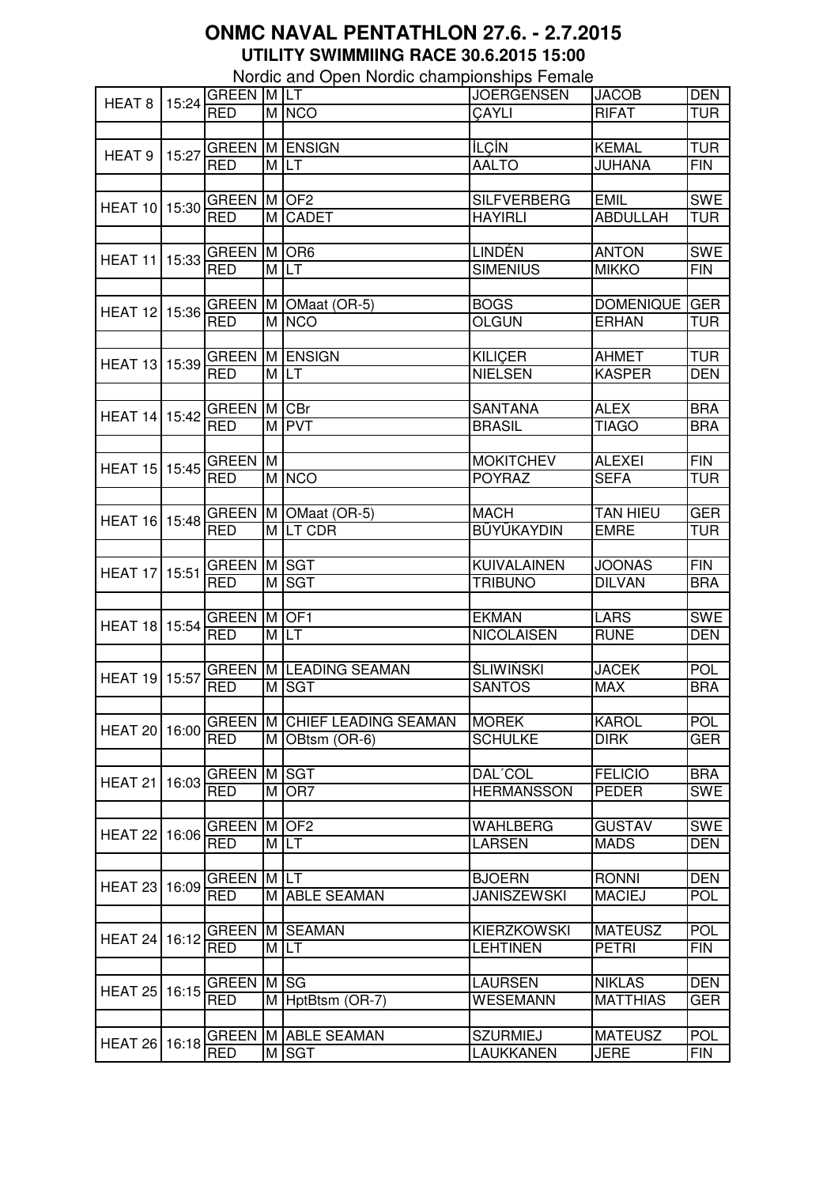# ONMC NAVAL PENTATHLON 27.6. - 2.7.2015

## UTILITY SWIMMIING RACE 30.6.2015 15:00

Nordic and Open Nordic championships Female

| | | | | | | | |
|---|---|---|---|---|---|---|---|
| HEAT 8 | 15:24 | GREEN | M | LT | JOERGENSEN | JACOB | DEN |
| | | RED | M | NCO | ÇAYLI | RIFAT | TUR |
| | | | | | | | |
| HEAT 9 | 15:27 | GREEN | M | ENSIGN | İLÇİN | KEMAL | TUR |
| | | RED | M | LT | AALTO | JUHANA | FIN |
| | | | | | | | |
| HEAT 10 | 15:30 | GREEN | M | OF2 | SILFVERBERG | EMIL | SWE |
| | | RED | M | CADET | HAYIRLI | ABDULLAH | TUR |
| | | | | | | | |
| HEAT 11 | 15:33 | GREEN | M | OR6 | LINDÉN | ANTON | SWE |
| | | RED | M | LT | SIMENIUS | MIKKO | FIN |
| | | | | | | | |
| HEAT 12 | 15:36 | GREEN | M | OMaat (OR-5) | BOGS | DOMENIQUE | GER |
| | | RED | M | NCO | OLGUN | ERHAN | TUR |
| | | | | | | | |
| HEAT 13 | 15:39 | GREEN | M | ENSIGN | KILIÇER | AHMET | TUR |
| | | RED | M | LT | NIELSEN | KASPER | DEN |
| | | | | | | | |
| HEAT 14 | 15:42 | GREEN | M | CBr | SANTANA | ALEX | BRA |
| | | RED | M | PVT | BRASIL | TIAGO | BRA |
| | | | | | | | |
| HEAT 15 | 15:45 | GREEN | M | | MOKITCHEV | ALEXEI | FIN |
| | | RED | M | NCO | POYRAZ | SEFA | TUR |
| | | | | | | | |
| HEAT 16 | 15:48 | GREEN | M | OMaat (OR-5) | MACH | TAN HIEU | GER |
| | | RED | M | LT CDR | BÜYÜKAYDIN | EMRE | TUR |
| | | | | | | | |
| HEAT 17 | 15:51 | GREEN | M | SGT | KUIVALAINEN | JOONAS | FIN |
| | | RED | M | SGT | TRIBUNO | DILVAN | BRA |
| | | | | | | | |
| HEAT 18 | 15:54 | GREEN | M | OF1 | EKMAN | LARS | SWE |
| | | RED | M | LT | NICOLAISEN | RUNE | DEN |
| | | | | | | | |
| HEAT 19 | 15:57 | GREEN | M | LEADING SEAMAN | ŚLIWIŃSKI | JACEK | POL |
| | | RED | M | SGT | SANTOS | MAX | BRA |
| | | | | | | | |
| HEAT 20 | 16:00 | GREEN | M | CHIEF LEADING SEAMAN | MOREK | KAROL | POL |
| | | RED | M | OBtsm (OR-6) | SCHULKE | DIRK | GER |
| | | | | | | | |
| HEAT 21 | 16:03 | GREEN | M | SGT | DAL´COL | FELICIO | BRA |
| | | RED | M | OR7 | HERMANSSON | PEDER | SWE |
| | | | | | | | |
| HEAT 22 | 16:06 | GREEN | M | OF2 | WAHLBERG | GUSTAV | SWE |
| | | RED | M | LT | LARSEN | MADS | DEN |
| | | | | | | | |
| HEAT 23 | 16:09 | GREEN | M | LT | BJOERN | RONNI | DEN |
| | | RED | M | ABLE SEAMAN | JANISZEWSKI | MACIEJ | POL |
| | | | | | | | |
| HEAT 24 | 16:12 | GREEN | M | SEAMAN | KIERZKOWSKI | MATEUSZ | POL |
| | | RED | M | LT | LEHTINEN | PETRI | FIN |
| | | | | | | | |
| HEAT 25 | 16:15 | GREEN | M | SG | LAURSEN | NIKLAS | DEN |
| | | RED | M | HptBtsm (OR-7) | WESEMANN | MATTHIAS | GER |
| | | | | | | | |
| HEAT 26 | 16:18 | GREEN | M | ABLE SEAMAN | SZURMIEJ | MATEUSZ | POL |
| | | RED | M | SGT | LAUKKANEN | JERE | FIN |